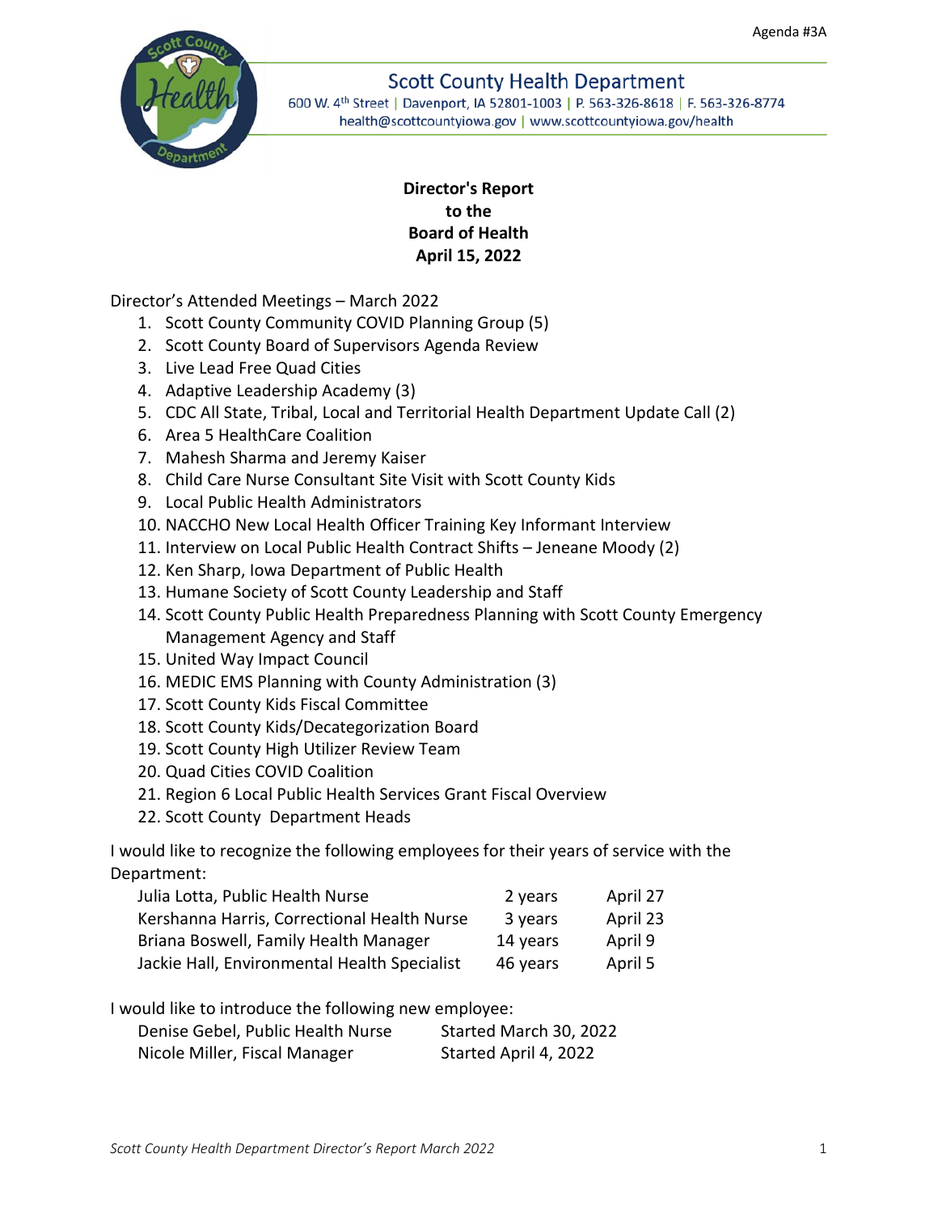Agenda #3A

Scott County Health Department
600 W. 4th Street | Davenport, IA 52801-1003 | P. 563-326-8618 | F. 563-326-8774
health@scottcountyiowa.gov | www.scottcountyiowa.gov/health

**Director's Report**
**to the**
**Board of Health**
**April 15, 2022**

Director's Attended Meetings – March 2022

1. Scott County Community COVID Planning Group (5)
2. Scott County Board of Supervisors Agenda Review
3. Live Lead Free Quad Cities
4. Adaptive Leadership Academy (3)
5. CDC All State, Tribal, Local and Territorial Health Department Update Call (2)
6. Area 5 HealthCare Coalition
7. Mahesh Sharma and Jeremy Kaiser
8. Child Care Nurse Consultant Site Visit with Scott County Kids
9. Local Public Health Administrators
10. NACCHO New Local Health Officer Training Key Informant Interview
11. Interview on Local Public Health Contract Shifts – Jeneane Moody (2)
12. Ken Sharp, Iowa Department of Public Health
13. Humane Society of Scott County Leadership and Staff
14. Scott County Public Health Preparedness Planning with Scott County Emergency Management Agency and Staff
15. United Way Impact Council
16. MEDIC EMS Planning with County Administration (3)
17. Scott County Kids Fiscal Committee
18. Scott County Kids/Decategorization Board
19. Scott County High Utilizer Review Team
20. Quad Cities COVID Coalition
21. Region 6 Local Public Health Services Grant Fiscal Overview
22. Scott County Department Heads

I would like to recognize the following employees for their years of service with the Department:

| | | |
|---|---|---|
| Julia Lotta, Public Health Nurse | 2 years | April 27 |
| Kershanna Harris, Correctional Health Nurse | 3 years | April 23 |
| Briana Boswell, Family Health Manager | 14 years | April 9 |
| Jackie Hall, Environmental Health Specialist | 46 years | April 5 |

I would like to introduce the following new employee:

| | |
|---|---|
| Denise Gebel, Public Health Nurse | Started March 30, 2022 |
| Nicole Miller, Fiscal Manager | Started April 4, 2022 |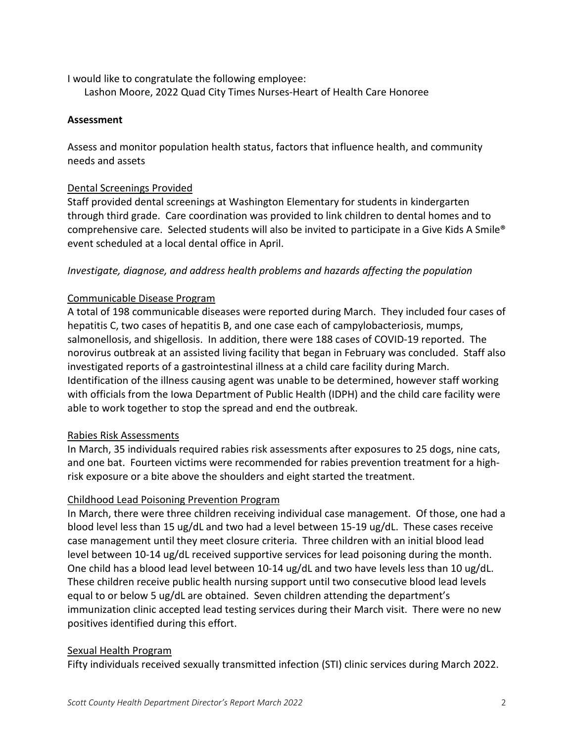I would like to congratulate the following employee:

Lashon Moore, 2022 Quad City Times Nurses-Heart of Health Care Honoree

**Assessment**

Assess and monitor population health status, factors that influence health, and community needs and assets

Dental Screenings Provided

Staff provided dental screenings at Washington Elementary for students in kindergarten through third grade. Care coordination was provided to link children to dental homes and to comprehensive care. Selected students will also be invited to participate in a Give Kids A Smile® event scheduled at a local dental office in April.

*Investigate, diagnose, and address health problems and hazards affecting the population*

Communicable Disease Program

A total of 198 communicable diseases were reported during March. They included four cases of hepatitis C, two cases of hepatitis B, and one case each of campylobacteriosis, mumps, salmonellosis, and shigellosis. In addition, there were 188 cases of COVID-19 reported. The norovirus outbreak at an assisted living facility that began in February was concluded. Staff also investigated reports of a gastrointestinal illness at a child care facility during March. Identification of the illness causing agent was unable to be determined, however staff working with officials from the Iowa Department of Public Health (IDPH) and the child care facility were able to work together to stop the spread and end the outbreak.

Rabies Risk Assessments

In March, 35 individuals required rabies risk assessments after exposures to 25 dogs, nine cats, and one bat. Fourteen victims were recommended for rabies prevention treatment for a high-risk exposure or a bite above the shoulders and eight started the treatment.

Childhood Lead Poisoning Prevention Program

In March, there were three children receiving individual case management. Of those, one had a blood level less than 15 ug/dL and two had a level between 15-19 ug/dL. These cases receive case management until they meet closure criteria. Three children with an initial blood lead level between 10-14 ug/dL received supportive services for lead poisoning during the month. One child has a blood lead level between 10-14 ug/dL and two have levels less than 10 ug/dL. These children receive public health nursing support until two consecutive blood lead levels equal to or below 5 ug/dL are obtained. Seven children attending the department's immunization clinic accepted lead testing services during their March visit. There were no new positives identified during this effort.

Sexual Health Program

Fifty individuals received sexually transmitted infection (STI) clinic services during March 2022.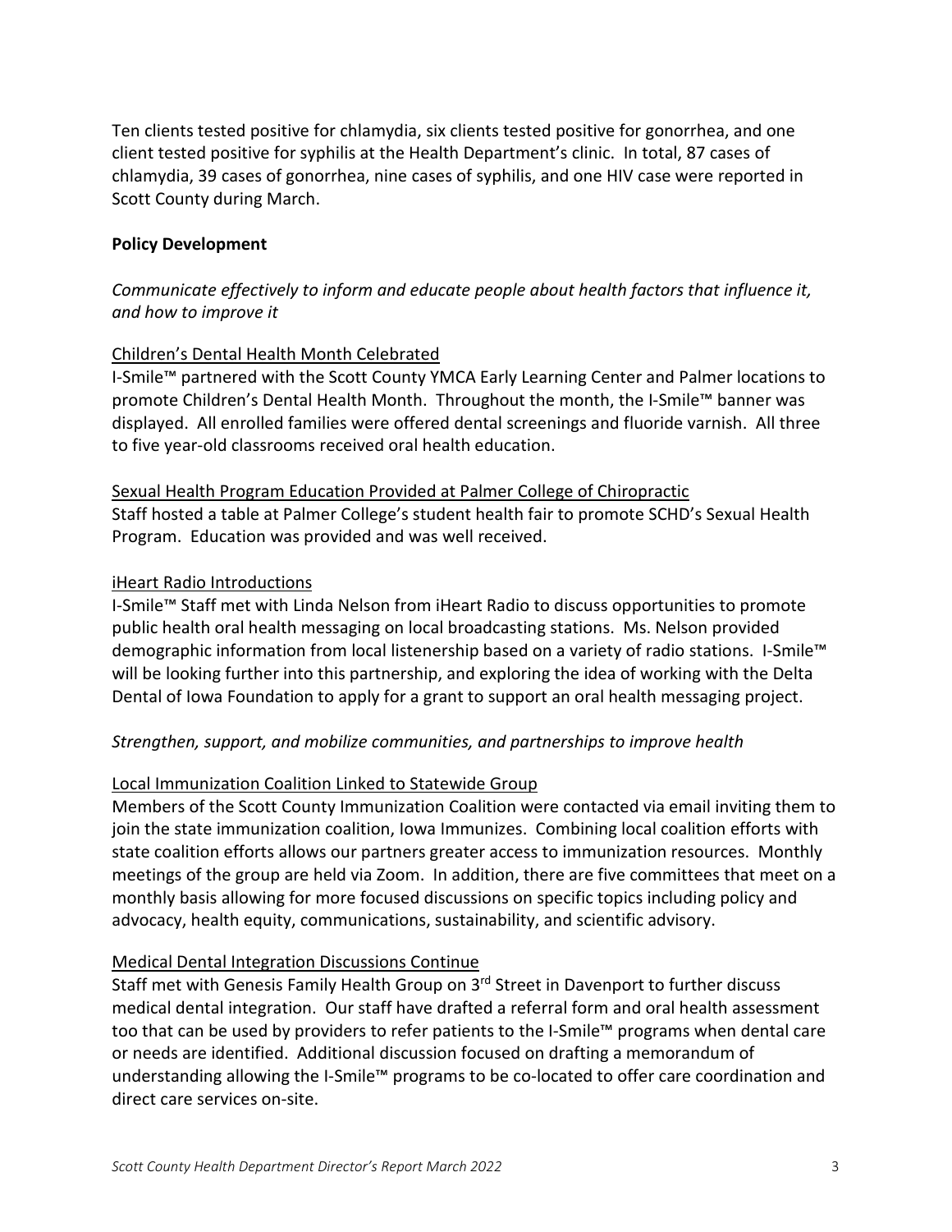Ten clients tested positive for chlamydia, six clients tested positive for gonorrhea, and one client tested positive for syphilis at the Health Department's clinic. In total, 87 cases of chlamydia, 39 cases of gonorrhea, nine cases of syphilis, and one HIV case were reported in Scott County during March.

**Policy Development**

*Communicate effectively to inform and educate people about health factors that influence it, and how to improve it*

Children's Dental Health Month Celebrated

I-Smile™ partnered with the Scott County YMCA Early Learning Center and Palmer locations to promote Children's Dental Health Month. Throughout the month, the I-Smile™ banner was displayed. All enrolled families were offered dental screenings and fluoride varnish. All three to five year-old classrooms received oral health education.

Sexual Health Program Education Provided at Palmer College of Chiropractic

Staff hosted a table at Palmer College's student health fair to promote SCHD's Sexual Health Program. Education was provided and was well received.

iHeart Radio Introductions

I-Smile™ Staff met with Linda Nelson from iHeart Radio to discuss opportunities to promote public health oral health messaging on local broadcasting stations. Ms. Nelson provided demographic information from local listenership based on a variety of radio stations. I-Smile™ will be looking further into this partnership, and exploring the idea of working with the Delta Dental of Iowa Foundation to apply for a grant to support an oral health messaging project.

*Strengthen, support, and mobilize communities, and partnerships to improve health*

Local Immunization Coalition Linked to Statewide Group

Members of the Scott County Immunization Coalition were contacted via email inviting them to join the state immunization coalition, Iowa Immunizes. Combining local coalition efforts with state coalition efforts allows our partners greater access to immunization resources. Monthly meetings of the group are held via Zoom. In addition, there are five committees that meet on a monthly basis allowing for more focused discussions on specific topics including policy and advocacy, health equity, communications, sustainability, and scientific advisory.

Medical Dental Integration Discussions Continue

Staff met with Genesis Family Health Group on 3rd Street in Davenport to further discuss medical dental integration. Our staff have drafted a referral form and oral health assessment too that can be used by providers to refer patients to the I-Smile™ programs when dental care or needs are identified. Additional discussion focused on drafting a memorandum of understanding allowing the I-Smile™ programs to be co-located to offer care coordination and direct care services on-site.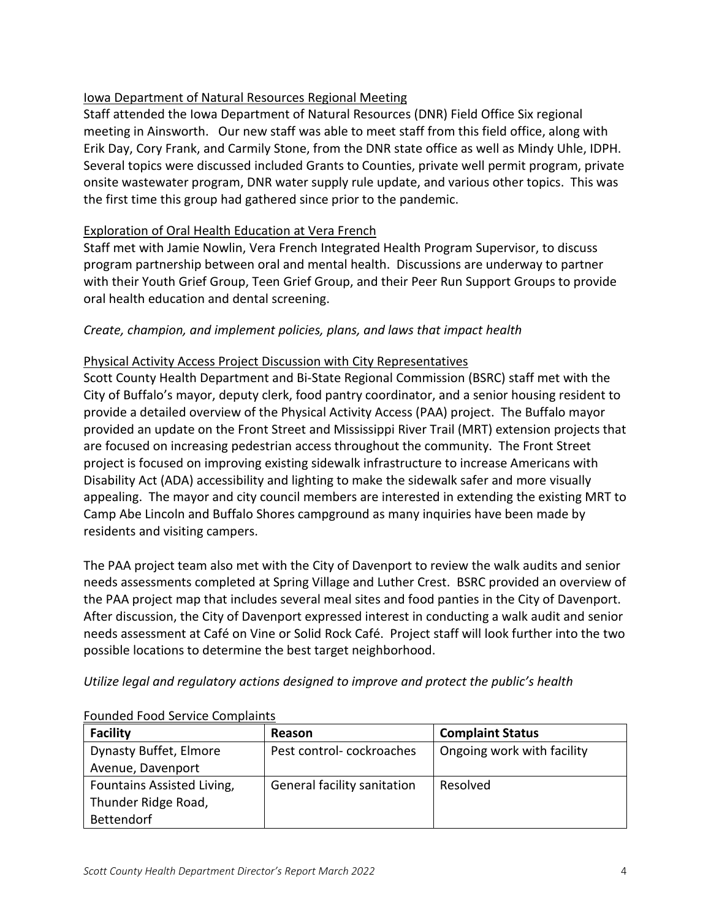Iowa Department of Natural Resources Regional Meeting

Staff attended the Iowa Department of Natural Resources (DNR) Field Office Six regional meeting in Ainsworth. Our new staff was able to meet staff from this field office, along with Erik Day, Cory Frank, and Carmily Stone, from the DNR state office as well as Mindy Uhle, IDPH. Several topics were discussed included Grants to Counties, private well permit program, private onsite wastewater program, DNR water supply rule update, and various other topics. This was the first time this group had gathered since prior to the pandemic.

Exploration of Oral Health Education at Vera French

Staff met with Jamie Nowlin, Vera French Integrated Health Program Supervisor, to discuss program partnership between oral and mental health. Discussions are underway to partner with their Youth Grief Group, Teen Grief Group, and their Peer Run Support Groups to provide oral health education and dental screening.

*Create, champion, and implement policies, plans, and laws that impact health*

Physical Activity Access Project Discussion with City Representatives

Scott County Health Department and Bi-State Regional Commission (BSRC) staff met with the City of Buffalo's mayor, deputy clerk, food pantry coordinator, and a senior housing resident to provide a detailed overview of the Physical Activity Access (PAA) project. The Buffalo mayor provided an update on the Front Street and Mississippi River Trail (MRT) extension projects that are focused on increasing pedestrian access throughout the community. The Front Street project is focused on improving existing sidewalk infrastructure to increase Americans with Disability Act (ADA) accessibility and lighting to make the sidewalk safer and more visually appealing. The mayor and city council members are interested in extending the existing MRT to Camp Abe Lincoln and Buffalo Shores campground as many inquiries have been made by residents and visiting campers.

The PAA project team also met with the City of Davenport to review the walk audits and senior needs assessments completed at Spring Village and Luther Crest. BSRC provided an overview of the PAA project map that includes several meal sites and food panties in the City of Davenport. After discussion, the City of Davenport expressed interest in conducting a walk audit and senior needs assessment at Café on Vine or Solid Rock Café. Project staff will look further into the two possible locations to determine the best target neighborhood.

*Utilize legal and regulatory actions designed to improve and protect the public's health*

Founded Food Service Complaints

| Facility | Reason | Complaint Status |
|---|---|---|
| Dynasty Buffet, Elmore Avenue, Davenport | Pest control- cockroaches | Ongoing work with facility |
| Fountains Assisted Living, Thunder Ridge Road, Bettendorf | General facility sanitation | Resolved |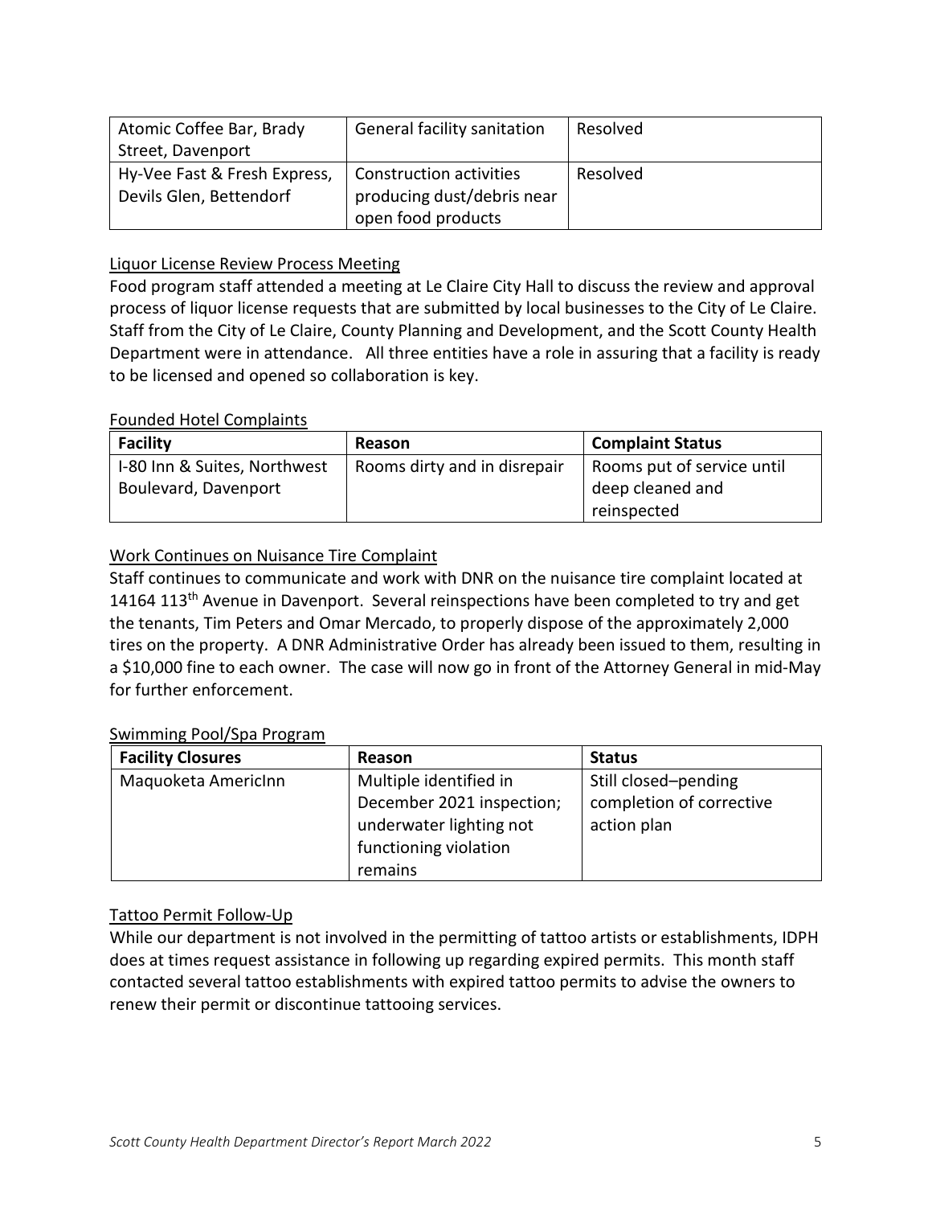| | | |
|---|---|---|
| Atomic Coffee Bar, Brady Street, Davenport | General facility sanitation | Resolved |
| Hy-Vee Fast & Fresh Express, Devils Glen, Bettendorf | Construction activities producing dust/debris near open food products | Resolved |

## Liquor License Review Process Meeting

Food program staff attended a meeting at Le Claire City Hall to discuss the review and approval process of liquor license requests that are submitted by local businesses to the City of Le Claire. Staff from the City of Le Claire, County Planning and Development, and the Scott County Health Department were in attendance. All three entities have a role in assuring that a facility is ready to be licensed and opened so collaboration is key.

## Founded Hotel Complaints

| Facility | Reason | Complaint Status |
|---|---|---|
| I-80 Inn & Suites, Northwest Boulevard, Davenport | Rooms dirty and in disrepair | Rooms put of service until deep cleaned and reinspected |

## Work Continues on Nuisance Tire Complaint

Staff continues to communicate and work with DNR on the nuisance tire complaint located at 14164 113th Avenue in Davenport. Several reinspections have been completed to try and get the tenants, Tim Peters and Omar Mercado, to properly dispose of the approximately 2,000 tires on the property. A DNR Administrative Order has already been issued to them, resulting in a $10,000 fine to each owner. The case will now go in front of the Attorney General in mid-May for further enforcement.

## Swimming Pool/Spa Program

| Facility Closures | Reason | Status |
|---|---|---|
| Maquoketa AmericInn | Multiple identified in December 2021 inspection; underwater lighting not functioning violation remains | Still closed–pending completion of corrective action plan |

## Tattoo Permit Follow-Up

While our department is not involved in the permitting of tattoo artists or establishments, IDPH does at times request assistance in following up regarding expired permits. This month staff contacted several tattoo establishments with expired tattoo permits to advise the owners to renew their permit or discontinue tattooing services.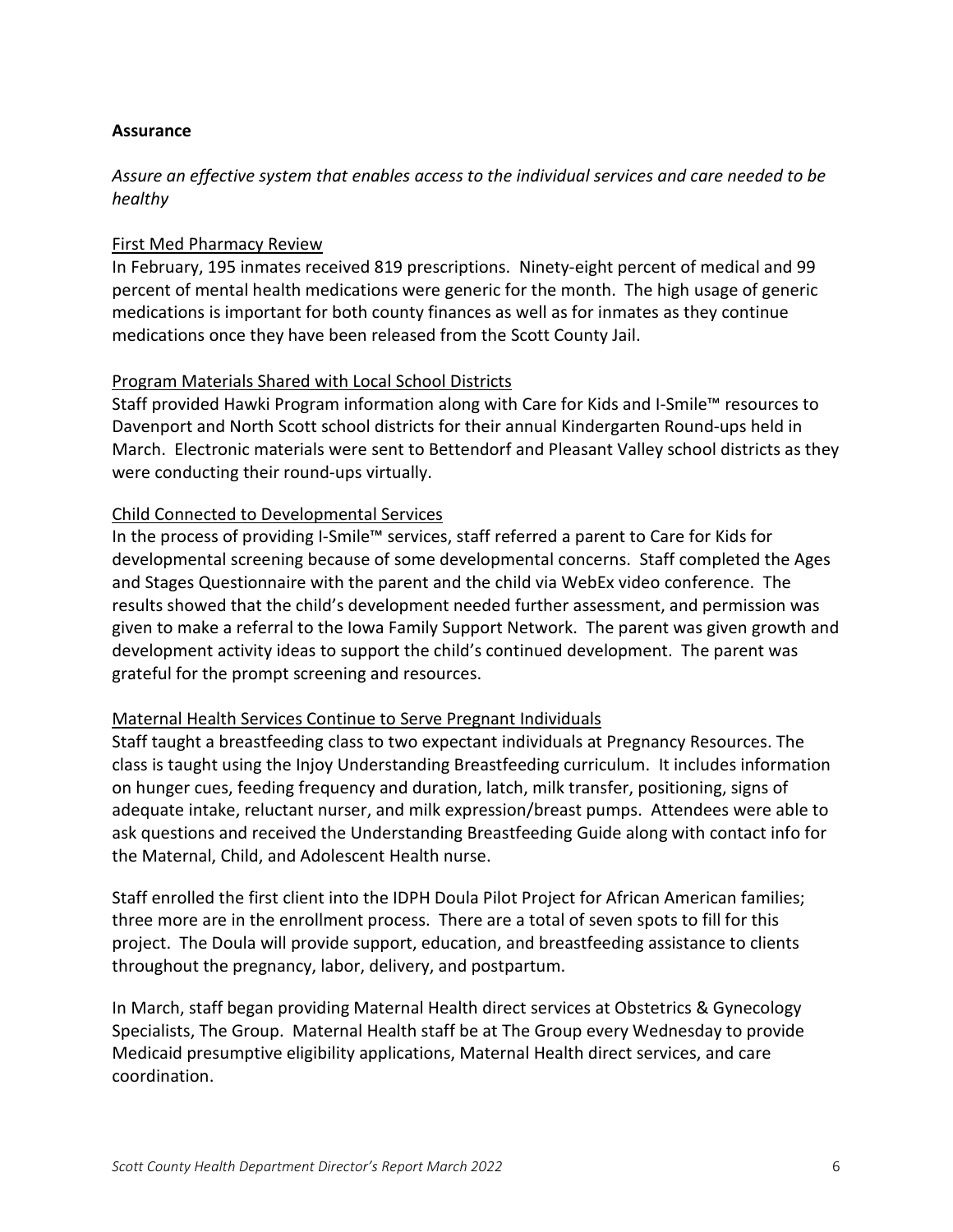**Assurance**

*Assure an effective system that enables access to the individual services and care needed to be healthy*

First Med Pharmacy Review

In February, 195 inmates received 819 prescriptions. Ninety-eight percent of medical and 99 percent of mental health medications were generic for the month. The high usage of generic medications is important for both county finances as well as for inmates as they continue medications once they have been released from the Scott County Jail.

Program Materials Shared with Local School Districts

Staff provided Hawki Program information along with Care for Kids and I-Smile™ resources to Davenport and North Scott school districts for their annual Kindergarten Round-ups held in March. Electronic materials were sent to Bettendorf and Pleasant Valley school districts as they were conducting their round-ups virtually.

Child Connected to Developmental Services

In the process of providing I-Smile™ services, staff referred a parent to Care for Kids for developmental screening because of some developmental concerns. Staff completed the Ages and Stages Questionnaire with the parent and the child via WebEx video conference. The results showed that the child's development needed further assessment, and permission was given to make a referral to the Iowa Family Support Network. The parent was given growth and development activity ideas to support the child's continued development. The parent was grateful for the prompt screening and resources.

Maternal Health Services Continue to Serve Pregnant Individuals

Staff taught a breastfeeding class to two expectant individuals at Pregnancy Resources. The class is taught using the Injoy Understanding Breastfeeding curriculum. It includes information on hunger cues, feeding frequency and duration, latch, milk transfer, positioning, signs of adequate intake, reluctant nurser, and milk expression/breast pumps. Attendees were able to ask questions and received the Understanding Breastfeeding Guide along with contact info for the Maternal, Child, and Adolescent Health nurse.

Staff enrolled the first client into the IDPH Doula Pilot Project for African American families; three more are in the enrollment process. There are a total of seven spots to fill for this project. The Doula will provide support, education, and breastfeeding assistance to clients throughout the pregnancy, labor, delivery, and postpartum.

In March, staff began providing Maternal Health direct services at Obstetrics & Gynecology Specialists, The Group. Maternal Health staff be at The Group every Wednesday to provide Medicaid presumptive eligibility applications, Maternal Health direct services, and care coordination.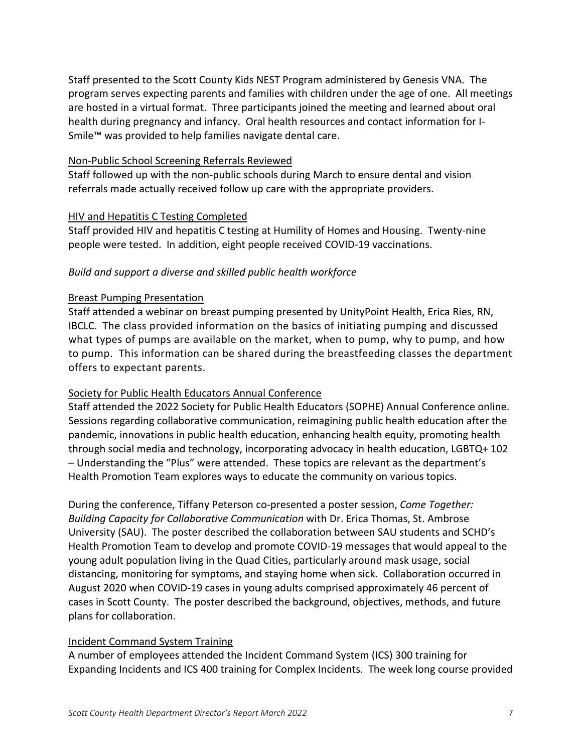Staff presented to the Scott County Kids NEST Program administered by Genesis VNA. The program serves expecting parents and families with children under the age of one. All meetings are hosted in a virtual format. Three participants joined the meeting and learned about oral health during pregnancy and infancy. Oral health resources and contact information for I-Smile™ was provided to help families navigate dental care.

<u>Non-Public School Screening Referrals Reviewed</u>

Staff followed up with the non-public schools during March to ensure dental and vision referrals made actually received follow up care with the appropriate providers.

<u>HIV and Hepatitis C Testing Completed</u>

Staff provided HIV and hepatitis C testing at Humility of Homes and Housing. Twenty-nine people were tested. In addition, eight people received COVID-19 vaccinations.

*Build and support a diverse and skilled public health workforce*

<u>Breast Pumping Presentation</u>

Staff attended a webinar on breast pumping presented by UnityPoint Health, Erica Ries, RN, IBCLC. The class provided information on the basics of initiating pumping and discussed what types of pumps are available on the market, when to pump, why to pump, and how to pump. This information can be shared during the breastfeeding classes the department offers to expectant parents.

<u>Society for Public Health Educators Annual Conference</u>

Staff attended the 2022 Society for Public Health Educators (SOPHE) Annual Conference online. Sessions regarding collaborative communication, reimagining public health education after the pandemic, innovations in public health education, enhancing health equity, promoting health through social media and technology, incorporating advocacy in health education, LGBTQ+ 102 – Understanding the "Plus" were attended. These topics are relevant as the department's Health Promotion Team explores ways to educate the community on various topics.

During the conference, Tiffany Peterson co-presented a poster session, *Come Together: Building Capacity for Collaborative Communication* with Dr. Erica Thomas, St. Ambrose University (SAU). The poster described the collaboration between SAU students and SCHD's Health Promotion Team to develop and promote COVID-19 messages that would appeal to the young adult population living in the Quad Cities, particularly around mask usage, social distancing, monitoring for symptoms, and staying home when sick. Collaboration occurred in August 2020 when COVID-19 cases in young adults comprised approximately 46 percent of cases in Scott County. The poster described the background, objectives, methods, and future plans for collaboration.

<u>Incident Command System Training</u>

A number of employees attended the Incident Command System (ICS) 300 training for Expanding Incidents and ICS 400 training for Complex Incidents. The week long course provided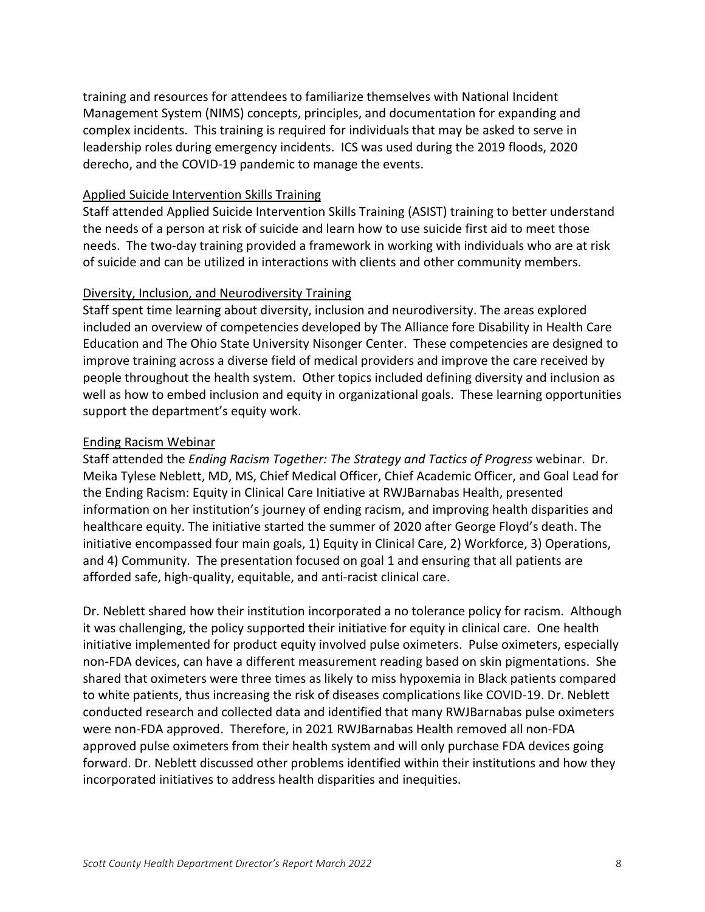training and resources for attendees to familiarize themselves with National Incident Management System (NIMS) concepts, principles, and documentation for expanding and complex incidents. This training is required for individuals that may be asked to serve in leadership roles during emergency incidents. ICS was used during the 2019 floods, 2020 derecho, and the COVID-19 pandemic to manage the events.

<u>Applied Suicide Intervention Skills Training</u>

Staff attended Applied Suicide Intervention Skills Training (ASIST) training to better understand the needs of a person at risk of suicide and learn how to use suicide first aid to meet those needs. The two-day training provided a framework in working with individuals who are at risk of suicide and can be utilized in interactions with clients and other community members.

<u>Diversity, Inclusion, and Neurodiversity Training</u>

Staff spent time learning about diversity, inclusion and neurodiversity. The areas explored included an overview of competencies developed by The Alliance fore Disability in Health Care Education and The Ohio State University Nisonger Center. These competencies are designed to improve training across a diverse field of medical providers and improve the care received by people throughout the health system. Other topics included defining diversity and inclusion as well as how to embed inclusion and equity in organizational goals. These learning opportunities support the department's equity work.

<u>Ending Racism Webinar</u>

Staff attended the *Ending Racism Together: The Strategy and Tactics of Progress* webinar. Dr. Meika Tylese Neblett, MD, MS, Chief Medical Officer, Chief Academic Officer, and Goal Lead for the Ending Racism: Equity in Clinical Care Initiative at RWJBarnabas Health, presented information on her institution's journey of ending racism, and improving health disparities and healthcare equity. The initiative started the summer of 2020 after George Floyd's death. The initiative encompassed four main goals, 1) Equity in Clinical Care, 2) Workforce, 3) Operations, and 4) Community. The presentation focused on goal 1 and ensuring that all patients are afforded safe, high-quality, equitable, and anti-racist clinical care.

Dr. Neblett shared how their institution incorporated a no tolerance policy for racism. Although it was challenging, the policy supported their initiative for equity in clinical care. One health initiative implemented for product equity involved pulse oximeters. Pulse oximeters, especially non-FDA devices, can have a different measurement reading based on skin pigmentations. She shared that oximeters were three times as likely to miss hypoxemia in Black patients compared to white patients, thus increasing the risk of diseases complications like COVID-19. Dr. Neblett conducted research and collected data and identified that many RWJBarnabas pulse oximeters were non-FDA approved. Therefore, in 2021 RWJBarnabas Health removed all non-FDA approved pulse oximeters from their health system and will only purchase FDA devices going forward. Dr. Neblett discussed other problems identified within their institutions and how they incorporated initiatives to address health disparities and inequities.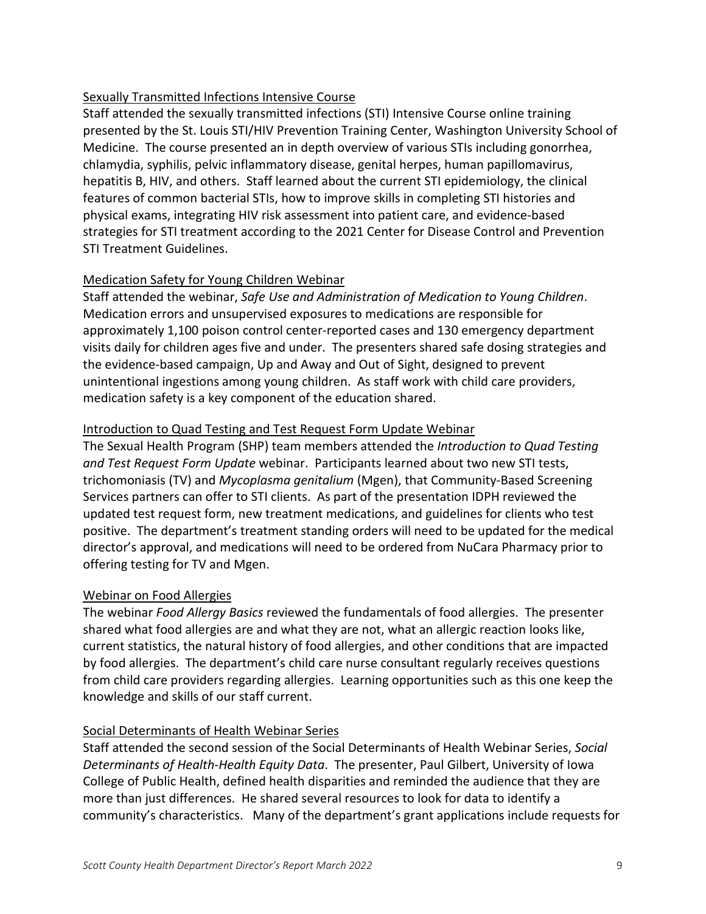<u>Sexually Transmitted Infections Intensive Course</u>

Staff attended the sexually transmitted infections (STI) Intensive Course online training presented by the St. Louis STI/HIV Prevention Training Center, Washington University School of Medicine. The course presented an in depth overview of various STIs including gonorrhea, chlamydia, syphilis, pelvic inflammatory disease, genital herpes, human papillomavirus, hepatitis B, HIV, and others. Staff learned about the current STI epidemiology, the clinical features of common bacterial STIs, how to improve skills in completing STI histories and physical exams, integrating HIV risk assessment into patient care, and evidence-based strategies for STI treatment according to the 2021 Center for Disease Control and Prevention STI Treatment Guidelines.

<u>Medication Safety for Young Children Webinar</u>

Staff attended the webinar, *Safe Use and Administration of Medication to Young Children*. Medication errors and unsupervised exposures to medications are responsible for approximately 1,100 poison control center-reported cases and 130 emergency department visits daily for children ages five and under. The presenters shared safe dosing strategies and the evidence-based campaign, Up and Away and Out of Sight, designed to prevent unintentional ingestions among young children. As staff work with child care providers, medication safety is a key component of the education shared.

<u>Introduction to Quad Testing and Test Request Form Update Webinar</u>

The Sexual Health Program (SHP) team members attended the *Introduction to Quad Testing and Test Request Form Update* webinar. Participants learned about two new STI tests, trichomoniasis (TV) and *Mycoplasma genitalium* (Mgen), that Community-Based Screening Services partners can offer to STI clients. As part of the presentation IDPH reviewed the updated test request form, new treatment medications, and guidelines for clients who test positive. The department's treatment standing orders will need to be updated for the medical director's approval, and medications will need to be ordered from NuCara Pharmacy prior to offering testing for TV and Mgen.

<u>Webinar on Food Allergies</u>

The webinar *Food Allergy Basics* reviewed the fundamentals of food allergies. The presenter shared what food allergies are and what they are not, what an allergic reaction looks like, current statistics, the natural history of food allergies, and other conditions that are impacted by food allergies. The department's child care nurse consultant regularly receives questions from child care providers regarding allergies. Learning opportunities such as this one keep the knowledge and skills of our staff current.

<u>Social Determinants of Health Webinar Series</u>

Staff attended the second session of the Social Determinants of Health Webinar Series, *Social Determinants of Health-Health Equity Data*. The presenter, Paul Gilbert, University of Iowa College of Public Health, defined health disparities and reminded the audience that they are more than just differences. He shared several resources to look for data to identify a community's characteristics. Many of the department's grant applications include requests for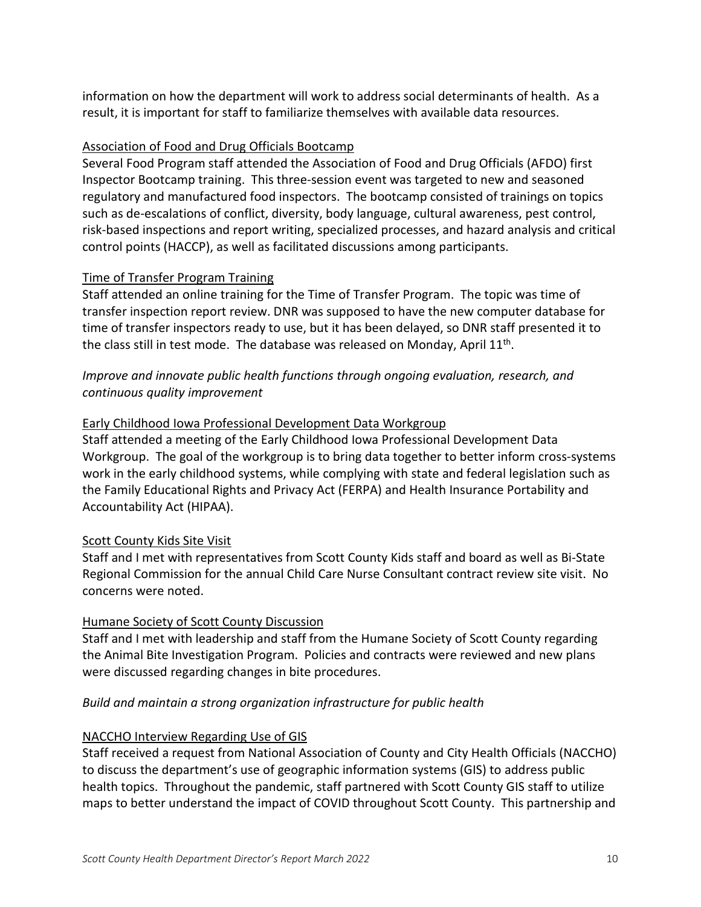information on how the department will work to address social determinants of health. As a result, it is important for staff to familiarize themselves with available data resources.

Association of Food and Drug Officials Bootcamp

Several Food Program staff attended the Association of Food and Drug Officials (AFDO) first Inspector Bootcamp training. This three-session event was targeted to new and seasoned regulatory and manufactured food inspectors. The bootcamp consisted of trainings on topics such as de-escalations of conflict, diversity, body language, cultural awareness, pest control, risk-based inspections and report writing, specialized processes, and hazard analysis and critical control points (HACCP), as well as facilitated discussions among participants.

Time of Transfer Program Training

Staff attended an online training for the Time of Transfer Program. The topic was time of transfer inspection report review. DNR was supposed to have the new computer database for time of transfer inspectors ready to use, but it has been delayed, so DNR staff presented it to the class still in test mode. The database was released on Monday, April 11th.

*Improve and innovate public health functions through ongoing evaluation, research, and continuous quality improvement*

Early Childhood Iowa Professional Development Data Workgroup

Staff attended a meeting of the Early Childhood Iowa Professional Development Data Workgroup. The goal of the workgroup is to bring data together to better inform cross-systems work in the early childhood systems, while complying with state and federal legislation such as the Family Educational Rights and Privacy Act (FERPA) and Health Insurance Portability and Accountability Act (HIPAA).

Scott County Kids Site Visit

Staff and I met with representatives from Scott County Kids staff and board as well as Bi-State Regional Commission for the annual Child Care Nurse Consultant contract review site visit. No concerns were noted.

Humane Society of Scott County Discussion

Staff and I met with leadership and staff from the Humane Society of Scott County regarding the Animal Bite Investigation Program. Policies and contracts were reviewed and new plans were discussed regarding changes in bite procedures.

*Build and maintain a strong organization infrastructure for public health*

NACCHO Interview Regarding Use of GIS

Staff received a request from National Association of County and City Health Officials (NACCHO) to discuss the department's use of geographic information systems (GIS) to address public health topics. Throughout the pandemic, staff partnered with Scott County GIS staff to utilize maps to better understand the impact of COVID throughout Scott County. This partnership and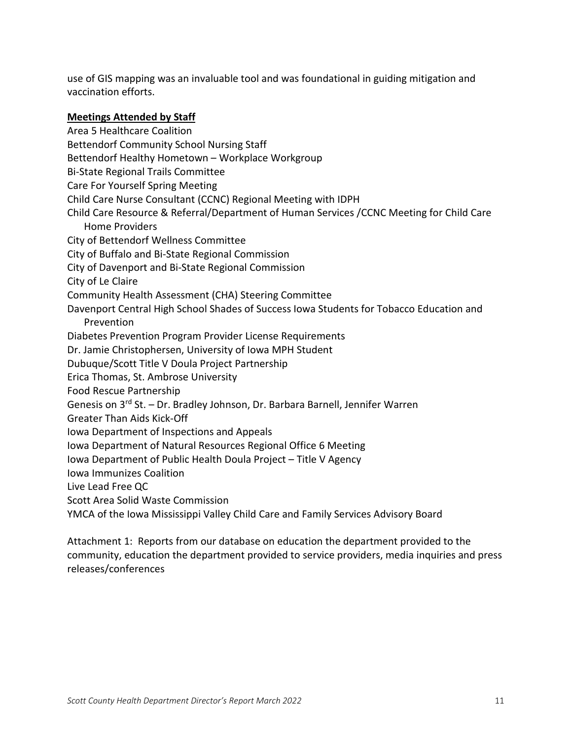use of GIS mapping was an invaluable tool and was foundational in guiding mitigation and vaccination efforts.

**Meetings Attended by Staff**

Area 5 Healthcare Coalition
Bettendorf Community School Nursing Staff
Bettendorf Healthy Hometown – Workplace Workgroup
Bi-State Regional Trails Committee
Care For Yourself Spring Meeting
Child Care Nurse Consultant (CCNC) Regional Meeting with IDPH
Child Care Resource & Referral/Department of Human Services /CCNC Meeting for Child Care Home Providers
City of Bettendorf Wellness Committee
City of Buffalo and Bi-State Regional Commission
City of Davenport and Bi-State Regional Commission
City of Le Claire
Community Health Assessment (CHA) Steering Committee
Davenport Central High School Shades of Success Iowa Students for Tobacco Education and Prevention
Diabetes Prevention Program Provider License Requirements
Dr. Jamie Christophersen, University of Iowa MPH Student
Dubuque/Scott Title V Doula Project Partnership
Erica Thomas, St. Ambrose University
Food Rescue Partnership
Genesis on 3rd St. – Dr. Bradley Johnson, Dr. Barbara Barnell, Jennifer Warren
Greater Than Aids Kick-Off
Iowa Department of Inspections and Appeals
Iowa Department of Natural Resources Regional Office 6 Meeting
Iowa Department of Public Health Doula Project – Title V Agency
Iowa Immunizes Coalition
Live Lead Free QC
Scott Area Solid Waste Commission
YMCA of the Iowa Mississippi Valley Child Care and Family Services Advisory Board

Attachment 1: Reports from our database on education the department provided to the community, education the department provided to service providers, media inquiries and press releases/conferences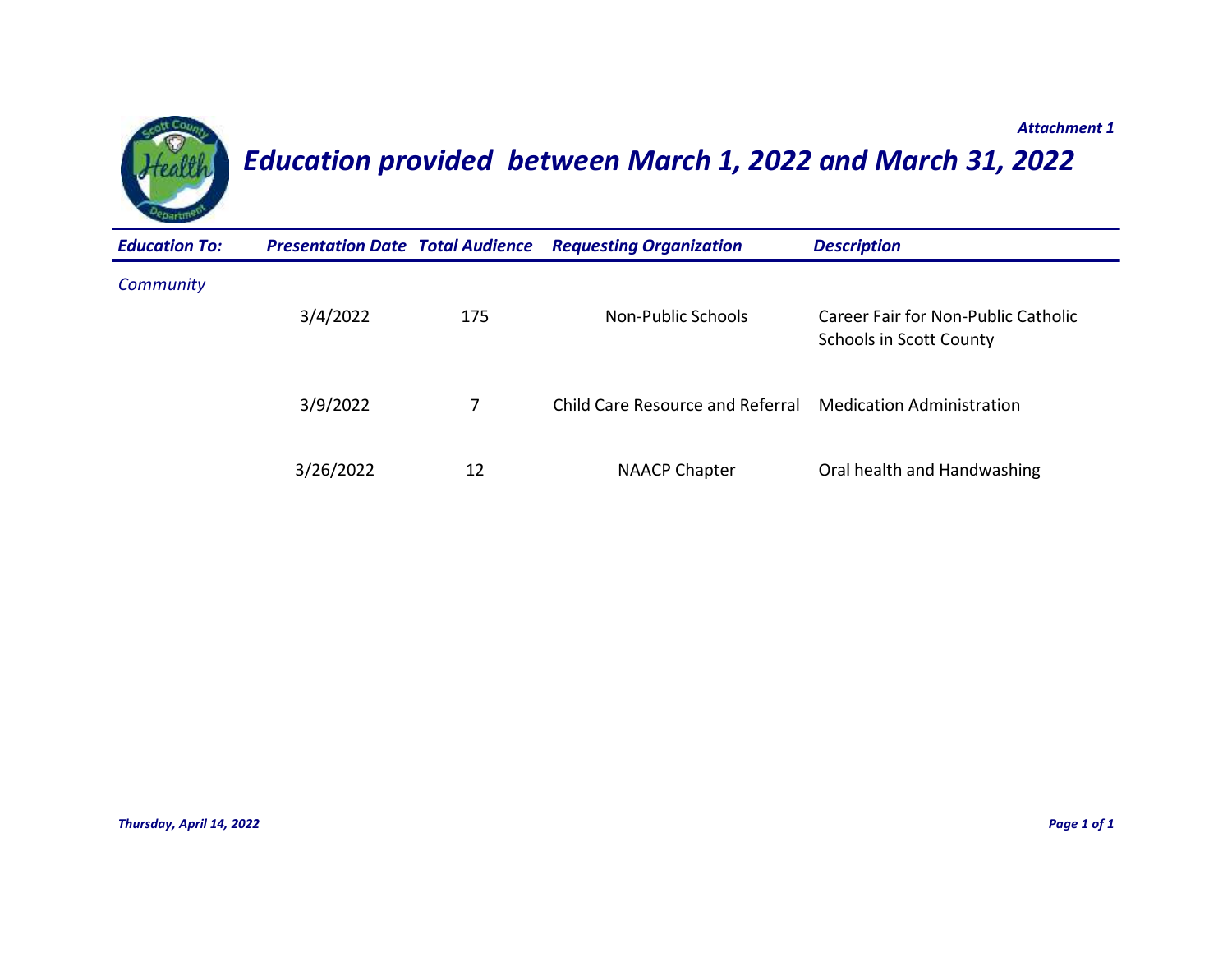*Attachment 1*

# *Education provided between March 1, 2022 and March 31, 2022*

| *Education To:* | *Presentation Date* | *Total Audience* | *Requesting Organization* | *Description* |
|---|---|---|---|---|
| *Community* | | | | |
| | 3/4/2022 | 175 | Non-Public Schools | Career Fair for Non-Public Catholic Schools in Scott County |
| | 3/9/2022 | 7 | Child Care Resource and Referral | Medication Administration |
| | 3/26/2022 | 12 | NAACP Chapter | Oral health and Handwashing |

*Thursday, April 14, 2022*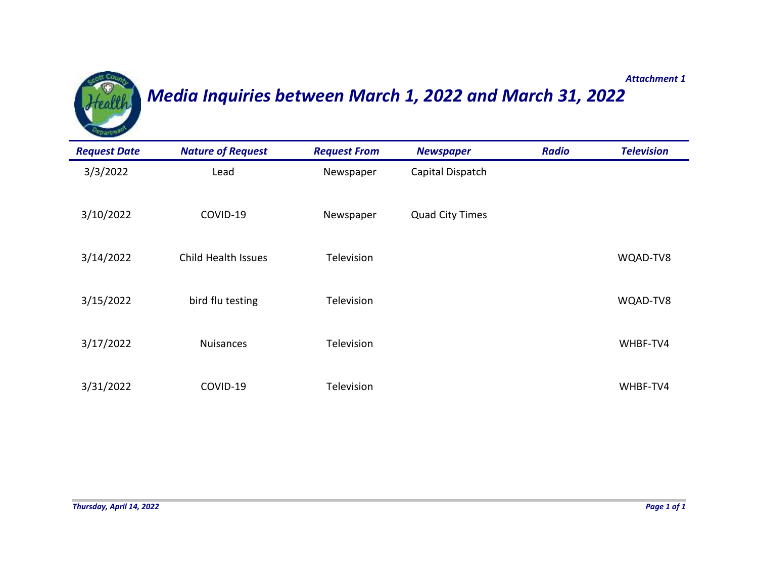*Attachment 1*

# *Media Inquiries between March 1, 2022 and March 31, 2022*

| Request Date | Nature of Request | Request From | Newspaper | Radio | Television |
|---|---|---|---|---|---|
| 3/3/2022 | Lead | Newspaper | Capital Dispatch | | |
| 3/10/2022 | COVID-19 | Newspaper | Quad City Times | | |
| 3/14/2022 | Child Health Issues | Television | | | WQAD-TV8 |
| 3/15/2022 | bird flu testing | Television | | | WQAD-TV8 |
| 3/17/2022 | Nuisances | Television | | | WHBF-TV4 |
| 3/31/2022 | COVID-19 | Television | | | WHBF-TV4 |

*Thursday, April 14, 2022*